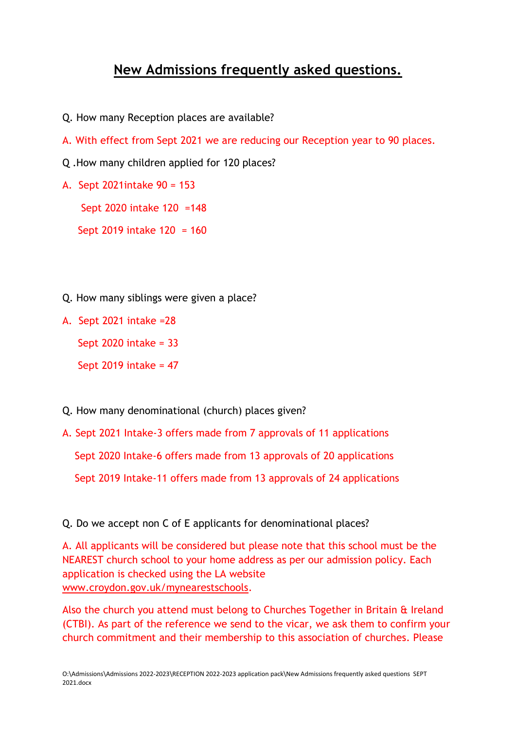# New Admissions frequently asked questions.

Q. How many Reception places are available?

A. With effect from Sept 2021 we are reducing our Reception year to 90 places.

Q .How many children applied for 120 places?

A. Sept 2021intake 90 = 153

Sept 2020 intake 120 =148

Sept 2019 intake 120 = 160

Q. How many siblings were given a place?

A. Sept 2021 intake =28

Sept 2020 intake = 33

Sept 2019 intake = 47

Q. How many denominational (church) places given?

A. Sept 2021 Intake-3 offers made from 7 approvals of 11 applications

Sept 2020 Intake-6 offers made from 13 approvals of 20 applications

Sept 2019 Intake-11 offers made from 13 approvals of 24 applications

Q. Do we accept non C of E applicants for denominational places?

A. All applicants will be considered but please note that this school must be the NEAREST church school to your home address as per our admission policy. Each application is checked using the LA website www.croydon.gov.uk/mynearestschools.

Also the church you attend must belong to Churches Together in Britain & Ireland (CTBI). As part of the reference we send to the vicar, we ask them to confirm your church commitment and their membership to this association of churches. Please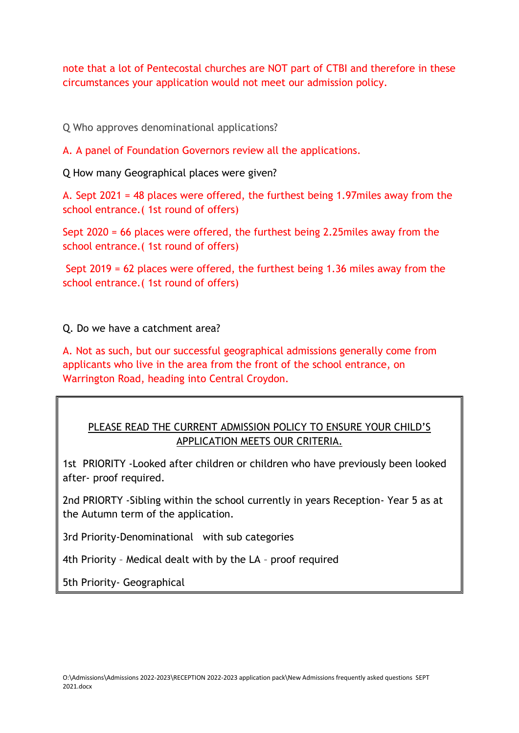note that a lot of Pentecostal churches are NOT part of CTBI and therefore in these circumstances your application would not meet our admission policy.

Q Who approves denominational applications?

A. A panel of Foundation Governors review all the applications.

Q How many Geographical places were given?

A. Sept 2021 = 48 places were offered, the furthest being 1.97miles away from the school entrance.( 1st round of offers)

Sept 2020 = 66 places were offered, the furthest being 2.25miles away from the school entrance.( 1st round of offers)

Sept 2019 = 62 places were offered, the furthest being 1.36 miles away from the school entrance.( 1st round of offers)

Q. Do we have a catchment area?

A. Not as such, but our successful geographical admissions generally come from applicants who live in the area from the front of the school entrance, on Warrington Road, heading into Central Croydon.

PLEASE READ THE CURRENT ADMISSION POLICY TO ENSURE YOUR CHILD'S APPLICATION MEETS OUR CRITERIA.

1st PRIORITY -Looked after children or children who have previously been looked after- proof required.

2nd PRIORTY -Sibling within the school currently in years Reception- Year 5 as at the Autumn term of the application.

3rd Priority-Denominational with sub categories

4th Priority – Medical dealt with by the LA – proof required

5th Priority- Geographical